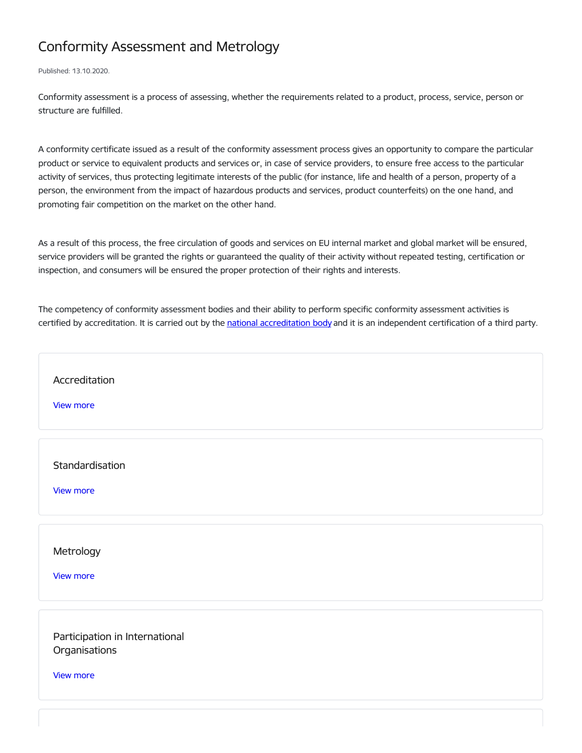# Conformity Assessment and Metrology

Published: 13.10.2020.

Conformity assessment is a process of assessing, whether the requirements related to a product, process, service, person or structure are fulfilled.

A conformity certificate issued as a result of the conformity assessment process gives an opportunity to compare the particular product or service to equivalent products and services or, in case of service providers, to ensure free access to the particular activity of services, thus protecting legitimate interests of the public (for instance, life and health of a person, property of a person, the environment from the impact of hazardous products and services, product counterfeits) on the one hand, and promoting fair competition on the market on the other hand.

As a result of this process, the free circulation of goods and services on EU internal market and global market will be ensured, service providers will be granted the rights or guaranteed the quality of their activity without repeated testing, certification or inspection, and consumers will be ensured the proper protection of their rights and interests.

The competency of conformity assessment bodies and their ability to perform specific conformity assessment activities is certified by accreditation. It is carried out by the national accreditation body and it is an independent certification of a third party.

## Accreditation

View more

## Standardisation

View more

## Metrology

View more

## Participation in International Organisations

View more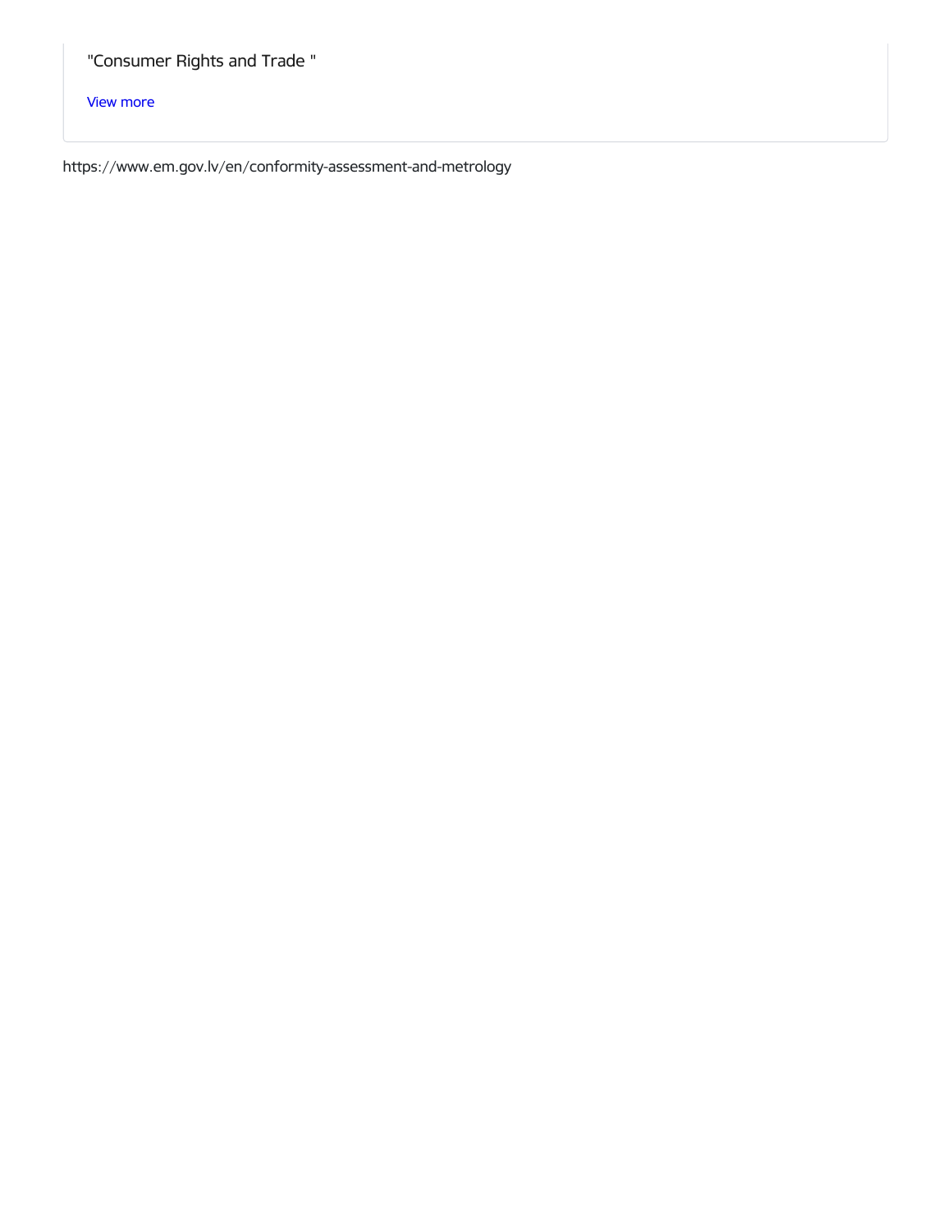"Consumer Rights and Trade "

View more

https://www.em.gov.lv/en/conformity-assessment-and-metrology